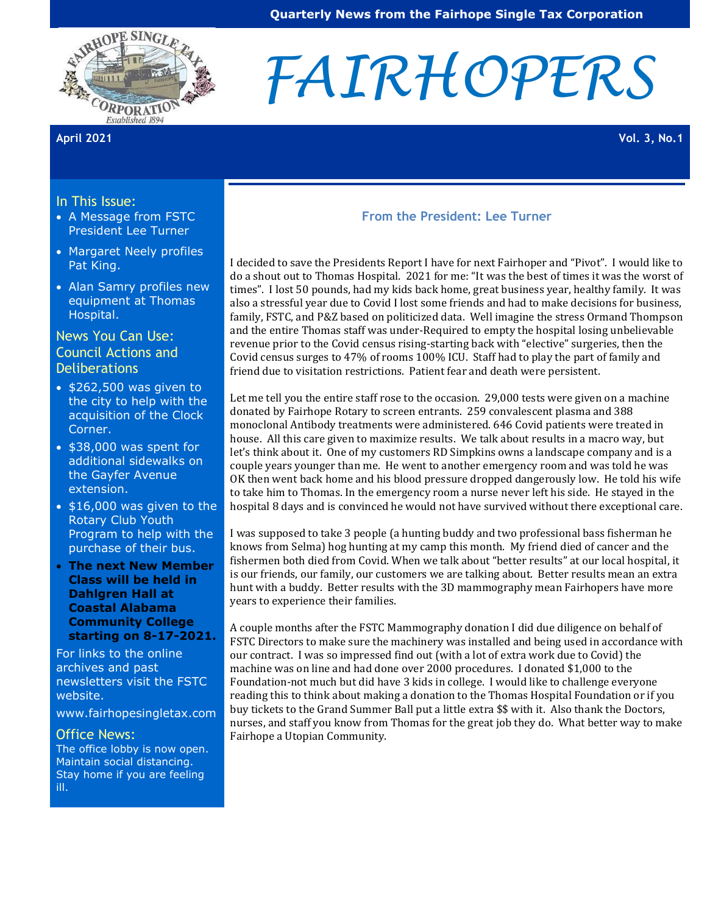Quarterly News from the Fairhope Single Tax Corporation

# FAIRHOPERS

April 2021 Vol. 3, No.1

## In This Issue:

- A Message from FSTC President Lee Turner
- Margaret Neely profiles Pat King.
- Alan Samry profiles new equipment at Thomas Hospital.

## News You Can Use: Council Actions and Deliberations

- $262,500 was given to the city to help with the acquisition of the Clock Corner.
- $38,000 was spent for additional sidewalks on the Gayfer Avenue extension.
- $16,000 was given to the Rotary Club Youth Program to help with the purchase of their bus.
- **The next New Member Class will be held in Dahlgren Hall at Coastal Alabama Community College starting on 8-17-2021.**

For links to the online archives and past newsletters visit the FSTC website.

www.fairhopesingletax.com

## Office News:

The office lobby is now open. Maintain social distancing. Stay home if you are feeling ill.

## From the President: Lee Turner

I decided to save the Presidents Report I have for next Fairhoper and "Pivot". I would like to do a shout out to Thomas Hospital. 2021 for me: "It was the best of times it was the worst of times". I lost 50 pounds, had my kids back home, great business year, healthy family. It was also a stressful year due to Covid I lost some friends and had to make decisions for business, family, FSTC, and P&Z based on politicized data. Well imagine the stress Ormand Thompson and the entire Thomas staff was under-Required to empty the hospital losing unbelievable revenue prior to the Covid census rising-starting back with "elective" surgeries, then the Covid census surges to 47% of rooms 100% ICU. Staff had to play the part of family and friend due to visitation restrictions. Patient fear and death were persistent.

Let me tell you the entire staff rose to the occasion. 29,000 tests were given on a machine donated by Fairhope Rotary to screen entrants. 259 convalescent plasma and 388 monoclonal Antibody treatments were administered. 646 Covid patients were treated in house. All this care given to maximize results. We talk about results in a macro way, but let's think about it. One of my customers RD Simpkins owns a landscape company and is a couple years younger than me. He went to another emergency room and was told he was OK then went back home and his blood pressure dropped dangerously low. He told his wife to take him to Thomas. In the emergency room a nurse never left his side. He stayed in the hospital 8 days and is convinced he would not have survived without there exceptional care.

I was supposed to take 3 people (a hunting buddy and two professional bass fisherman he knows from Selma) hog hunting at my camp this month. My friend died of cancer and the fishermen both died from Covid. When we talk about "better results" at our local hospital, it is our friends, our family, our customers we are talking about. Better results mean an extra hunt with a buddy. Better results with the 3D mammography mean Fairhopers have more years to experience their families.

A couple months after the FSTC Mammography donation I did due diligence on behalf of FSTC Directors to make sure the machinery was installed and being used in accordance with our contract. I was so impressed find out (with a lot of extra work due to Covid) the machine was on line and had done over 2000 procedures. I donated $1,000 to the Foundation-not much but did have 3 kids in college. I would like to challenge everyone reading this to think about making a donation to the Thomas Hospital Foundation or if you buy tickets to the Grand Summer Ball put a little extra $$ with it. Also thank the Doctors, nurses, and staff you know from Thomas for the great job they do. What better way to make Fairhope a Utopian Community.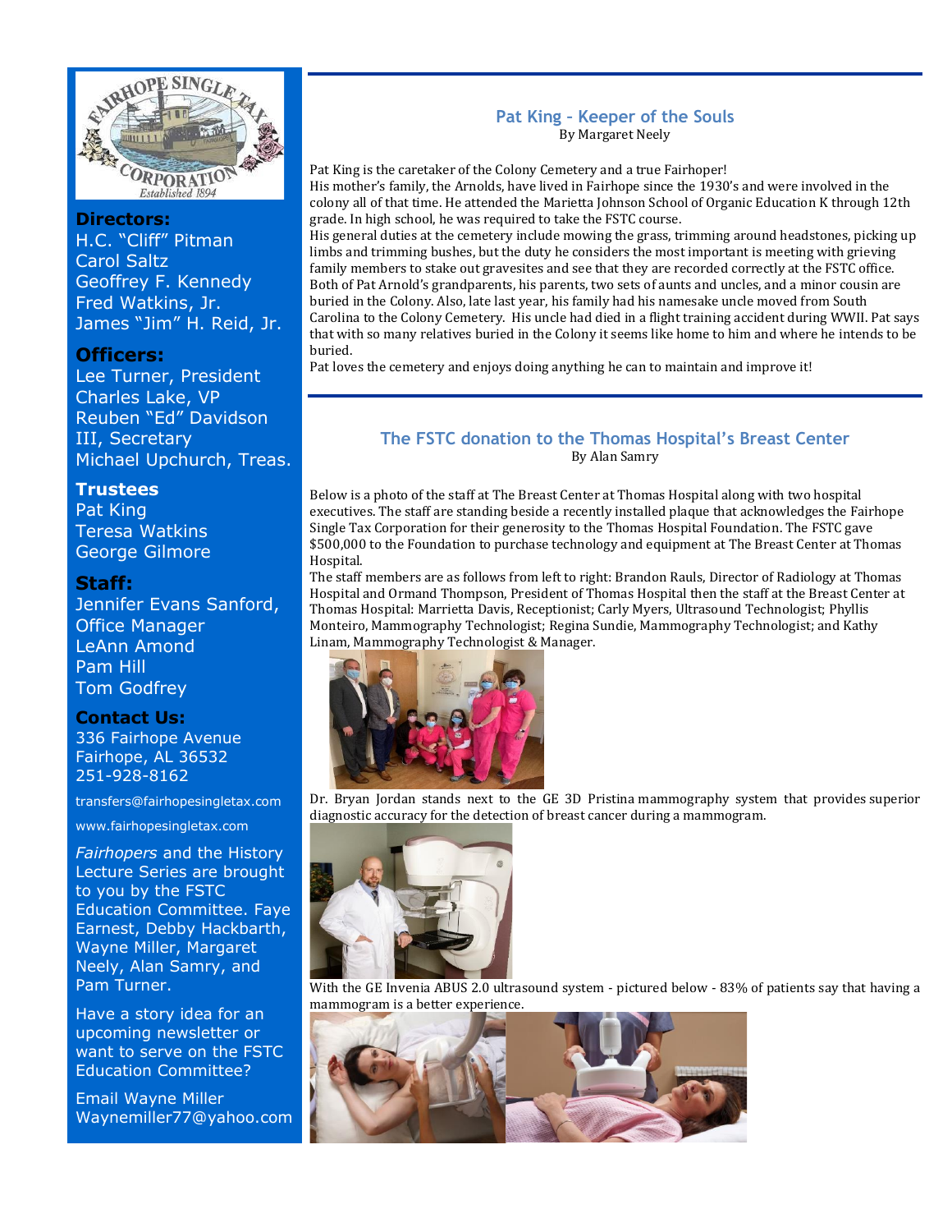FAIRHOPE SINGLE TAX CORPORATION
Established 1894

**Directors:**
H.C. "Cliff" Pitman
Carol Saltz
Geoffrey F. Kennedy
Fred Watkins, Jr.
James "Jim" H. Reid, Jr.

**Officers:**
Lee Turner, President
Charles Lake, VP
Reuben "Ed" Davidson III, Secretary
Michael Upchurch, Treas.

**Trustees**
Pat King
Teresa Watkins
George Gilmore

**Staff:**
Jennifer Evans Sanford, Office Manager
LeAnn Amond
Pam Hill
Tom Godfrey

**Contact Us:**
336 Fairhope Avenue
Fairhope, AL 36532
251-928-8162

transfers@fairhopesingletax.com

www.fairhopesingletax.com

*Fairhopers* and the History Lecture Series are brought to you by the FSTC Education Committee. Faye Earnest, Debby Hackbarth, Wayne Miller, Margaret Neely, Alan Samry, and Pam Turner.

Have a story idea for an upcoming newsletter or want to serve on the FSTC Education Committee?

Email Wayne Miller
Waynemiller77@yahoo.com

## Pat King – Keeper of the Souls

By Margaret Neely

Pat King is the caretaker of the Colony Cemetery and a true Fairhoper!
His mother's family, the Arnolds, have lived in Fairhope since the 1930's and were involved in the colony all of that time. He attended the Marietta Johnson School of Organic Education K through 12th grade. In high school, he was required to take the FSTC course.
His general duties at the cemetery include mowing the grass, trimming around headstones, picking up limbs and trimming bushes, but the duty he considers the most important is meeting with grieving family members to stake out gravesites and see that they are recorded correctly at the FSTC office.
Both of Pat Arnold's grandparents, his parents, two sets of aunts and uncles, and a minor cousin are buried in the Colony. Also, late last year, his family had his namesake uncle moved from South Carolina to the Colony Cemetery. His uncle had died in a flight training accident during WWII. Pat says that with so many relatives buried in the Colony it seems like home to him and where he intends to be buried.
Pat loves the cemetery and enjoys doing anything he can to maintain and improve it!

## The FSTC donation to the Thomas Hospital's Breast Center

By Alan Samry

Below is a photo of the staff at The Breast Center at Thomas Hospital along with two hospital executives. The staff are standing beside a recently installed plaque that acknowledges the Fairhope Single Tax Corporation for their generosity to the Thomas Hospital Foundation. The FSTC gave $500,000 to the Foundation to purchase technology and equipment at The Breast Center at Thomas Hospital.
The staff members are as follows from left to right: Brandon Rauls, Director of Radiology at Thomas Hospital and Ormand Thompson, President of Thomas Hospital then the staff at the Breast Center at Thomas Hospital: Marrietta Davis, Receptionist; Carly Myers, Ultrasound Technologist; Phyllis Monteiro, Mammography Technologist; Regina Sundie, Mammography Technologist; and Kathy Linam, Mammography Technologist & Manager.

Dr. Bryan Jordan stands next to the GE 3D Pristina mammography system that provides superior diagnostic accuracy for the detection of breast cancer during a mammogram.

With the GE Invenia ABUS 2.0 ultrasound system - pictured below - 83% of patients say that having a mammogram is a better experience.